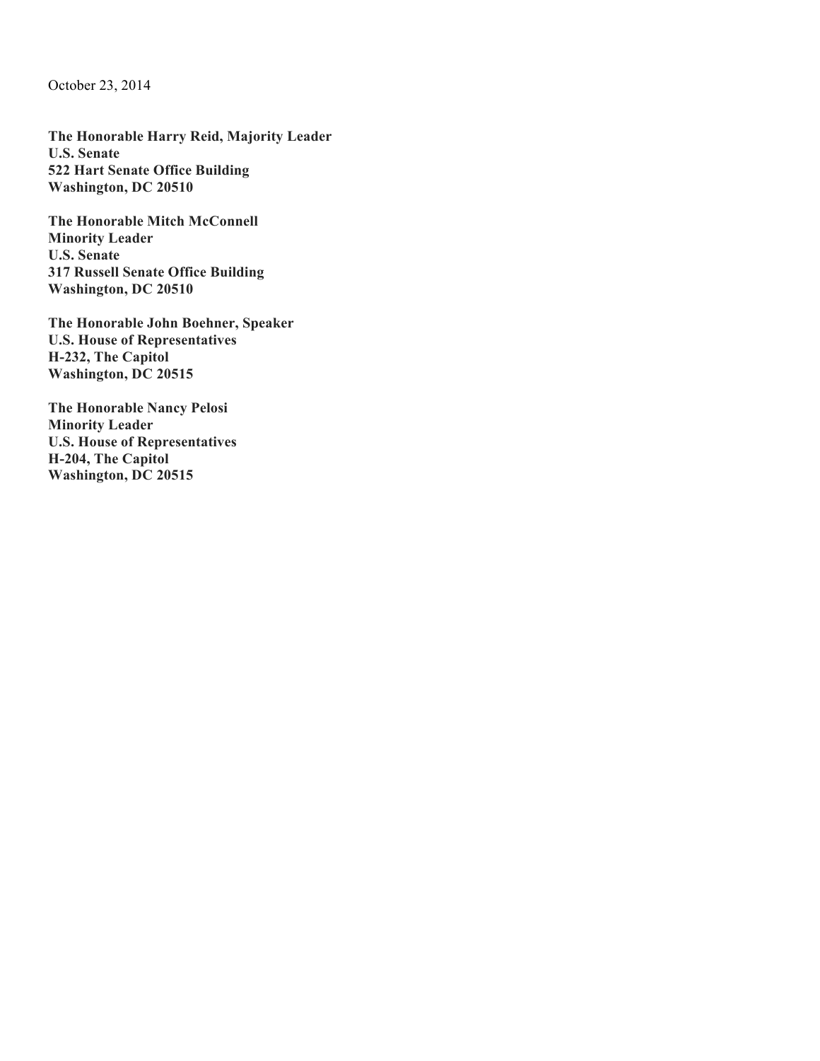October 23, 2014

**The Honorable Harry Reid, Majority Leader**
**U.S. Senate**
**522 Hart Senate Office Building**
**Washington, DC 20510**

**The Honorable Mitch McConnell**
**Minority Leader**
**U.S. Senate**
**317 Russell Senate Office Building**
**Washington, DC 20510**

**The Honorable John Boehner, Speaker**
**U.S. House of Representatives**
**H-232, The Capitol**
**Washington, DC 20515**

**The Honorable Nancy Pelosi**
**Minority Leader**
**U.S. House of Representatives**
**H-204, The Capitol**
**Washington, DC 20515**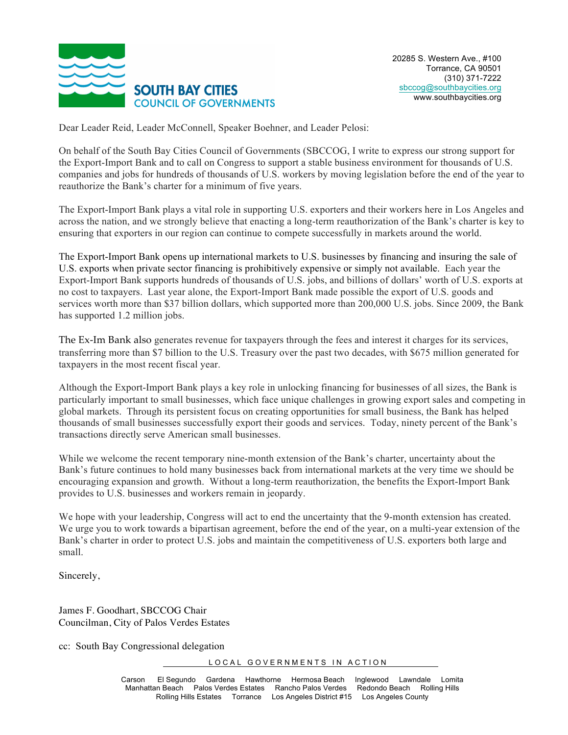**SOUTH BAY CITIES**
**COUNCIL OF GOVERNMENTS**

20285 S. Western Ave., #100
Torrance, CA 90501
(310) 371-7222
sbccog@southbaycities.org
www.southbaycities.org

Dear Leader Reid, Leader McConnell, Speaker Boehner, and Leader Pelosi:

On behalf of the South Bay Cities Council of Governments (SBCCOG, I write to express our strong support for the Export-Import Bank and to call on Congress to support a stable business environment for thousands of U.S. companies and jobs for hundreds of thousands of U.S. workers by moving legislation before the end of the year to reauthorize the Bank's charter for a minimum of five years.

The Export-Import Bank plays a vital role in supporting U.S. exporters and their workers here in Los Angeles and across the nation, and we strongly believe that enacting a long-term reauthorization of the Bank's charter is key to ensuring that exporters in our region can continue to compete successfully in markets around the world.

The Export-Import Bank opens up international markets to U.S. businesses by financing and insuring the sale of U.S. exports when private sector financing is prohibitively expensive or simply not available. Each year the Export-Import Bank supports hundreds of thousands of U.S. jobs, and billions of dollars' worth of U.S. exports at no cost to taxpayers. Last year alone, the Export-Import Bank made possible the export of U.S. goods and services worth more than $37 billion dollars, which supported more than 200,000 U.S. jobs. Since 2009, the Bank has supported 1.2 million jobs.

The Ex-Im Bank also generates revenue for taxpayers through the fees and interest it charges for its services, transferring more than $7 billion to the U.S. Treasury over the past two decades, with $675 million generated for taxpayers in the most recent fiscal year.

Although the Export-Import Bank plays a key role in unlocking financing for businesses of all sizes, the Bank is particularly important to small businesses, which face unique challenges in growing export sales and competing in global markets. Through its persistent focus on creating opportunities for small business, the Bank has helped thousands of small businesses successfully export their goods and services. Today, ninety percent of the Bank's transactions directly serve American small businesses.

While we welcome the recent temporary nine-month extension of the Bank's charter, uncertainty about the Bank's future continues to hold many businesses back from international markets at the very time we should be encouraging expansion and growth. Without a long-term reauthorization, the benefits the Export-Import Bank provides to U.S. businesses and workers remain in jeopardy.

We hope with your leadership, Congress will act to end the uncertainty that the 9-month extension has created. We urge you to work towards a bipartisan agreement, before the end of the year, on a multi-year extension of the Bank's charter in order to protect U.S. jobs and maintain the competitiveness of U.S. exporters both large and small.

Sincerely,

James F. Goodhart, SBCCOG Chair
Councilman, City of Palos Verdes Estates

cc: South Bay Congressional delegation

LOCAL GOVERNMENTS IN ACTION

Carson El Segundo Gardena Hawthorne Hermosa Beach Inglewood Lawndale Lomita
Manhattan Beach Palos Verdes Estates Rancho Palos Verdes Redondo Beach Rolling Hills
Rolling Hills Estates Torrance Los Angeles District #15 Los Angeles County